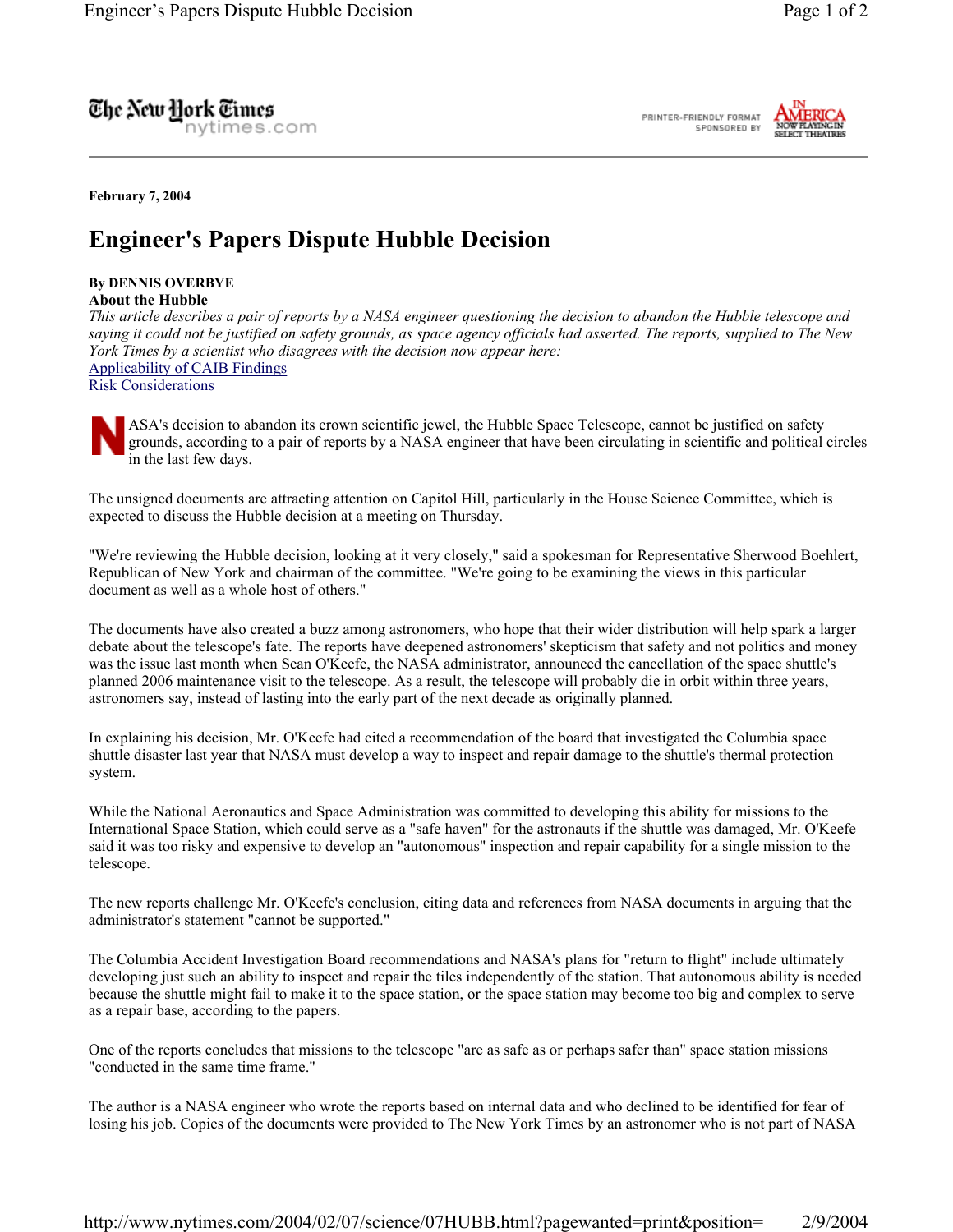The New York Times
nytimes.com

PRINTER-FRIENDLY FORMAT SPONSORED BY IN AMERICA NOW PLAYING IN SELECT THEATRES

**February 7, 2004**

# Engineer's Papers Dispute Hubble Decision

**By DENNIS OVERBYE**
**About the Hubble**
*This article describes a pair of reports by a NASA engineer questioning the decision to abandon the Hubble telescope and saying it could not be justified on safety grounds, as space agency officials had asserted. The reports, supplied to The New York Times by a scientist who disagrees with the decision now appear here:*
Applicability of CAIB Findings
Risk Considerations

NASA's decision to abandon its crown scientific jewel, the Hubble Space Telescope, cannot be justified on safety grounds, according to a pair of reports by a NASA engineer that have been circulating in scientific and political circles in the last few days.

The unsigned documents are attracting attention on Capitol Hill, particularly in the House Science Committee, which is expected to discuss the Hubble decision at a meeting on Thursday.

"We're reviewing the Hubble decision, looking at it very closely," said a spokesman for Representative Sherwood Boehlert, Republican of New York and chairman of the committee. "We're going to be examining the views in this particular document as well as a whole host of others."

The documents have also created a buzz among astronomers, who hope that their wider distribution will help spark a larger debate about the telescope's fate. The reports have deepened astronomers' skepticism that safety and not politics and money was the issue last month when Sean O'Keefe, the NASA administrator, announced the cancellation of the space shuttle's planned 2006 maintenance visit to the telescope. As a result, the telescope will probably die in orbit within three years, astronomers say, instead of lasting into the early part of the next decade as originally planned.

In explaining his decision, Mr. O'Keefe had cited a recommendation of the board that investigated the Columbia space shuttle disaster last year that NASA must develop a way to inspect and repair damage to the shuttle's thermal protection system.

While the National Aeronautics and Space Administration was committed to developing this ability for missions to the International Space Station, which could serve as a "safe haven" for the astronauts if the shuttle was damaged, Mr. O'Keefe said it was too risky and expensive to develop an "autonomous" inspection and repair capability for a single mission to the telescope.

The new reports challenge Mr. O'Keefe's conclusion, citing data and references from NASA documents in arguing that the administrator's statement "cannot be supported."

The Columbia Accident Investigation Board recommendations and NASA's plans for "return to flight" include ultimately developing just such an ability to inspect and repair the tiles independently of the station. That autonomous ability is needed because the shuttle might fail to make it to the space station, or the space station may become too big and complex to serve as a repair base, according to the papers.

One of the reports concludes that missions to the telescope "are as safe as or perhaps safer than" space station missions "conducted in the same time frame."

The author is a NASA engineer who wrote the reports based on internal data and who declined to be identified for fear of losing his job. Copies of the documents were provided to The New York Times by an astronomer who is not part of NASA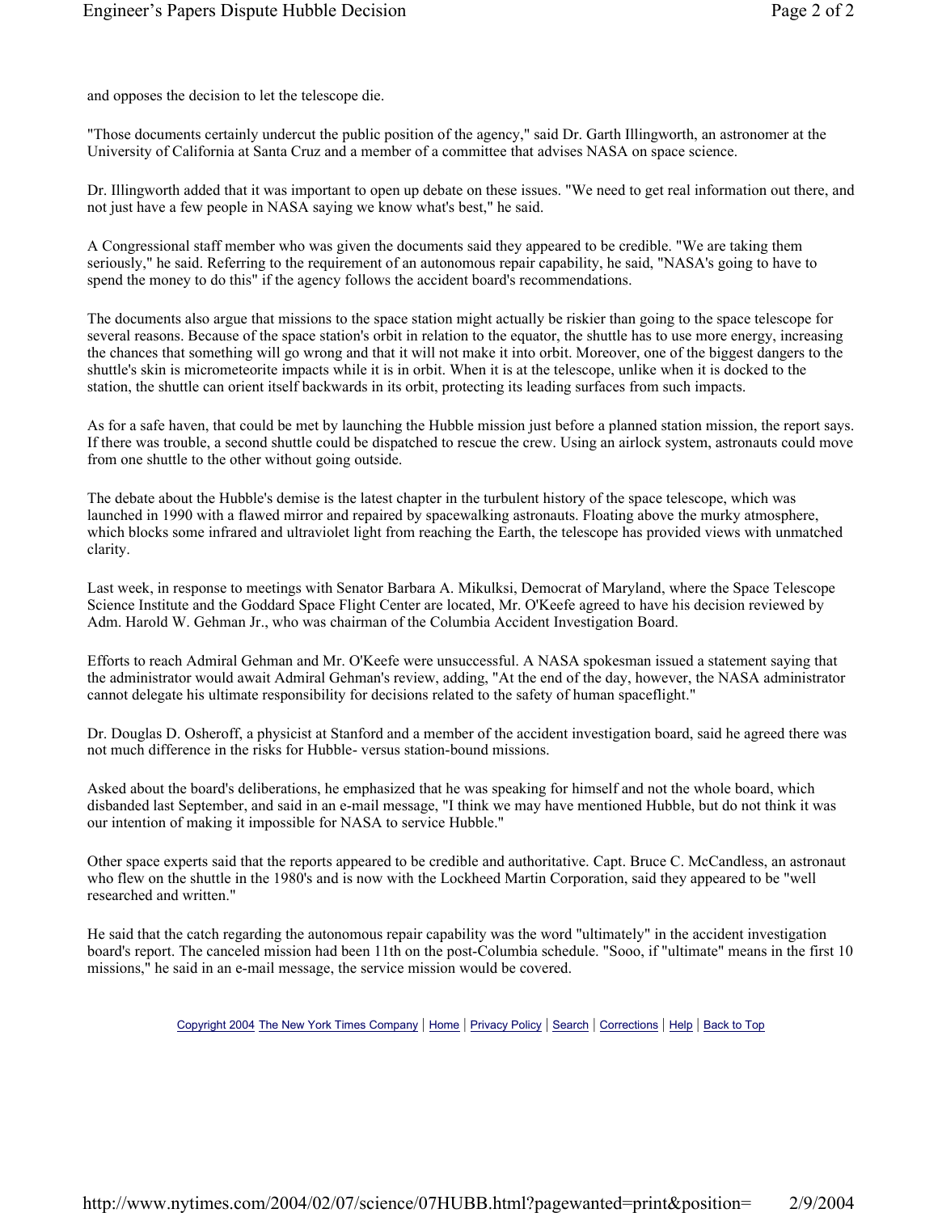and opposes the decision to let the telescope die.

"Those documents certainly undercut the public position of the agency," said Dr. Garth Illingworth, an astronomer at the University of California at Santa Cruz and a member of a committee that advises NASA on space science.

Dr. Illingworth added that it was important to open up debate on these issues. "We need to get real information out there, and not just have a few people in NASA saying we know what's best," he said.

A Congressional staff member who was given the documents said they appeared to be credible. "We are taking them seriously," he said. Referring to the requirement of an autonomous repair capability, he said, "NASA's going to have to spend the money to do this" if the agency follows the accident board's recommendations.

The documents also argue that missions to the space station might actually be riskier than going to the space telescope for several reasons. Because of the space station's orbit in relation to the equator, the shuttle has to use more energy, increasing the chances that something will go wrong and that it will not make it into orbit. Moreover, one of the biggest dangers to the shuttle's skin is micrometeorite impacts while it is in orbit. When it is at the telescope, unlike when it is docked to the station, the shuttle can orient itself backwards in its orbit, protecting its leading surfaces from such impacts.

As for a safe haven, that could be met by launching the Hubble mission just before a planned station mission, the report says. If there was trouble, a second shuttle could be dispatched to rescue the crew. Using an airlock system, astronauts could move from one shuttle to the other without going outside.

The debate about the Hubble's demise is the latest chapter in the turbulent history of the space telescope, which was launched in 1990 with a flawed mirror and repaired by spacewalking astronauts. Floating above the murky atmosphere, which blocks some infrared and ultraviolet light from reaching the Earth, the telescope has provided views with unmatched clarity.

Last week, in response to meetings with Senator Barbara A. Mikulksi, Democrat of Maryland, where the Space Telescope Science Institute and the Goddard Space Flight Center are located, Mr. O'Keefe agreed to have his decision reviewed by Adm. Harold W. Gehman Jr., who was chairman of the Columbia Accident Investigation Board.

Efforts to reach Admiral Gehman and Mr. O'Keefe were unsuccessful. A NASA spokesman issued a statement saying that the administrator would await Admiral Gehman's review, adding, "At the end of the day, however, the NASA administrator cannot delegate his ultimate responsibility for decisions related to the safety of human spaceflight."

Dr. Douglas D. Osheroff, a physicist at Stanford and a member of the accident investigation board, said he agreed there was not much difference in the risks for Hubble- versus station-bound missions.

Asked about the board's deliberations, he emphasized that he was speaking for himself and not the whole board, which disbanded last September, and said in an e-mail message, "I think we may have mentioned Hubble, but do not think it was our intention of making it impossible for NASA to service Hubble."

Other space experts said that the reports appeared to be credible and authoritative. Capt. Bruce C. McCandless, an astronaut who flew on the shuttle in the 1980's and is now with the Lockheed Martin Corporation, said they appeared to be "well researched and written."

He said that the catch regarding the autonomous repair capability was the word "ultimately" in the accident investigation board's report. The canceled mission had been 11th on the post-Columbia schedule. "Sooo, if "ultimate" means in the first 10 missions," he said in an e-mail message, the service mission would be covered.

Copyright 2004 The New York Times Company | Home | Privacy Policy | Search | Corrections | Help | Back to Top